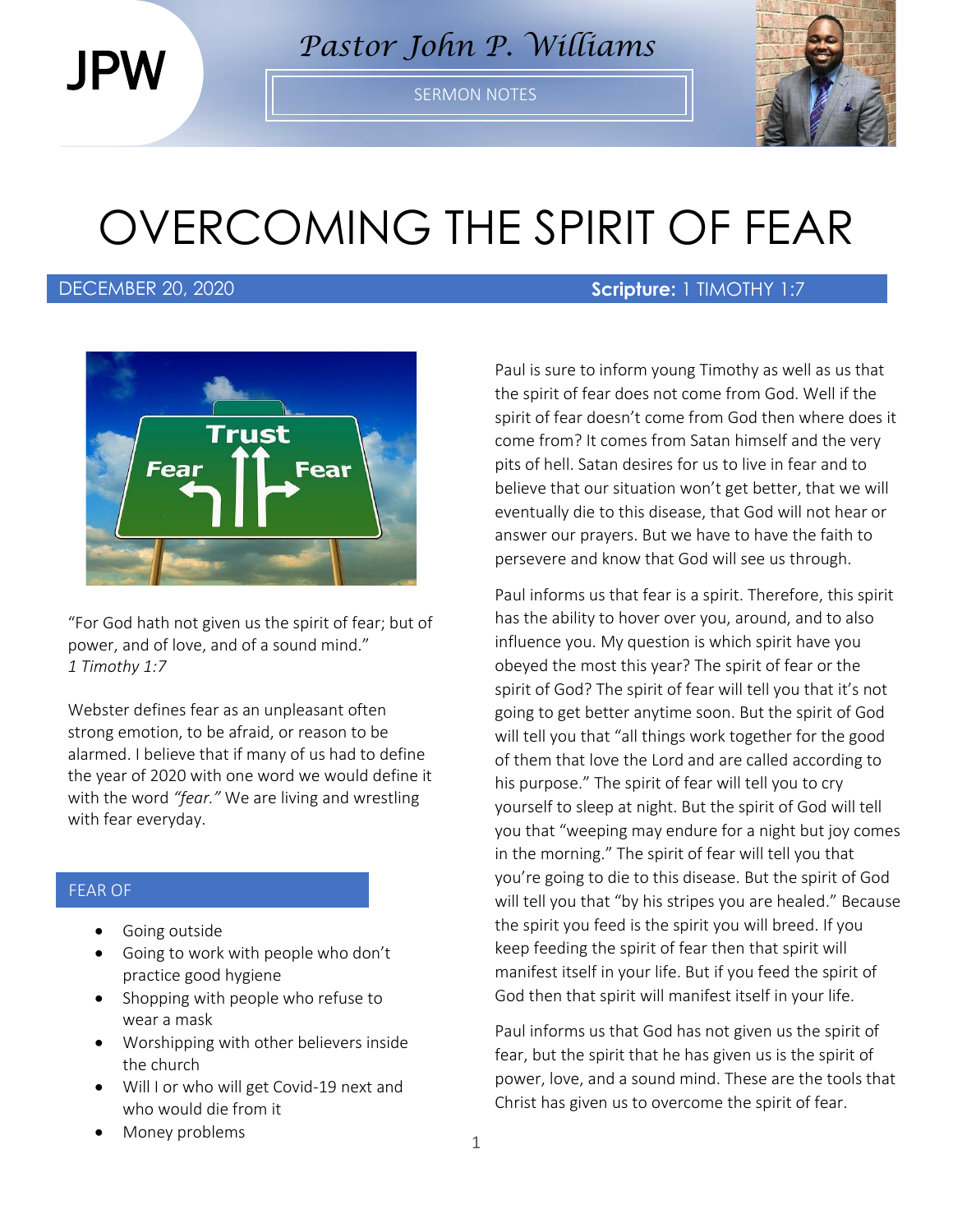JPW

Pastor John P. Williams

SERMON NOTES

# OVERCOMING THE SPIRIT OF FEAR

DECEMBER 20, 2020 **Scripture:** 1 TIMOTHY 1:7

"For God hath not given us the spirit of fear; but of power, and of love, and of a sound mind."
*1 Timothy 1:7*

Webster defines fear as an unpleasant often strong emotion, to be afraid, or reason to be alarmed. I believe that if many of us had to define the year of 2020 with one word we would define it with the word *"fear."* We are living and wrestling with fear everyday.

## FEAR OF

- Going outside
- Going to work with people who don't practice good hygiene
- Shopping with people who refuse to wear a mask
- Worshipping with other believers inside the church
- Will I or who will get Covid-19 next and who would die from it
- Money problems

Paul is sure to inform young Timothy as well as us that the spirit of fear does not come from God. Well if the spirit of fear doesn't come from God then where does it come from? It comes from Satan himself and the very pits of hell. Satan desires for us to live in fear and to believe that our situation won't get better, that we will eventually die to this disease, that God will not hear or answer our prayers. But we have to have the faith to persevere and know that God will see us through.

Paul informs us that fear is a spirit. Therefore, this spirit has the ability to hover over you, around, and to also influence you. My question is which spirit have you obeyed the most this year? The spirit of fear or the spirit of God? The spirit of fear will tell you that it's not going to get better anytime soon. But the spirit of God will tell you that "all things work together for the good of them that love the Lord and are called according to his purpose." The spirit of fear will tell you to cry yourself to sleep at night. But the spirit of God will tell you that "weeping may endure for a night but joy comes in the morning." The spirit of fear will tell you that you're going to die to this disease. But the spirit of God will tell you that "by his stripes you are healed." Because the spirit you feed is the spirit you will breed. If you keep feeding the spirit of fear then that spirit will manifest itself in your life. But if you feed the spirit of God then that spirit will manifest itself in your life.

Paul informs us that God has not given us the spirit of fear, but the spirit that he has given us is the spirit of power, love, and a sound mind. These are the tools that Christ has given us to overcome the spirit of fear.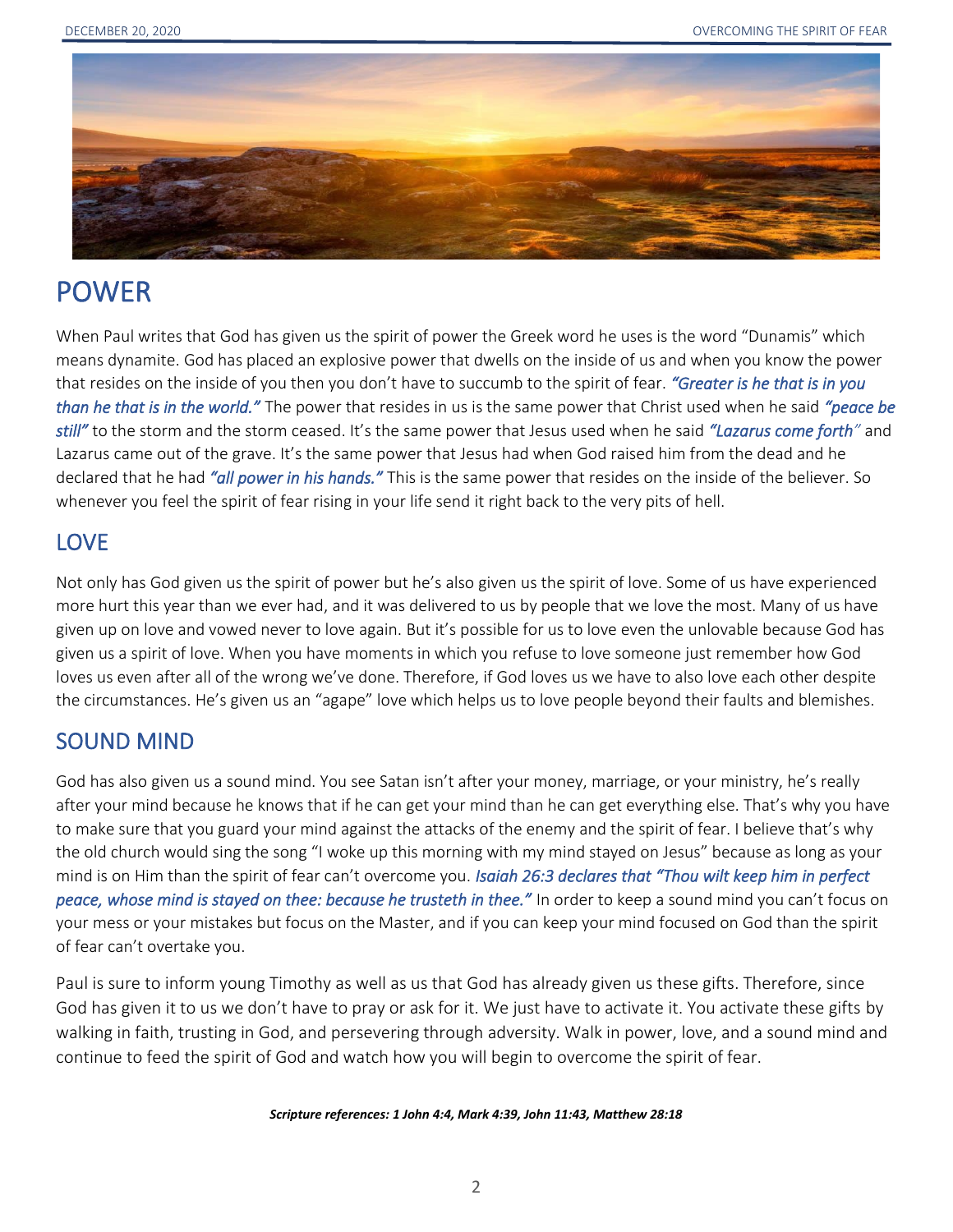# POWER

When Paul writes that God has given us the spirit of power the Greek word he uses is the word "Dunamis" which means dynamite. God has placed an explosive power that dwells on the inside of us and when you know the power that resides on the inside of you then you don't have to succumb to the spirit of fear. ***"Greater is he that is in you than he that is in the world."*** The power that resides in us is the same power that Christ used when he said ***"peace be still"*** to the storm and the storm ceased. It's the same power that Jesus used when he said ***"Lazarus come forth"*** and Lazarus came out of the grave. It's the same power that Jesus had when God raised him from the dead and he declared that he had ***"all power in his hands."*** This is the same power that resides on the inside of the believer. So whenever you feel the spirit of fear rising in your life send it right back to the very pits of hell.

## LOVE

Not only has God given us the spirit of power but he's also given us the spirit of love. Some of us have experienced more hurt this year than we ever had, and it was delivered to us by people that we love the most. Many of us have given up on love and vowed never to love again. But it's possible for us to love even the unlovable because God has given us a spirit of love. When you have moments in which you refuse to love someone just remember how God loves us even after all of the wrong we've done. Therefore, if God loves us we have to also love each other despite the circumstances. He's given us an "agape" love which helps us to love people beyond their faults and blemishes.

## SOUND MIND

God has also given us a sound mind. You see Satan isn't after your money, marriage, or your ministry, he's really after your mind because he knows that if he can get your mind than he can get everything else. That's why you have to make sure that you guard your mind against the attacks of the enemy and the spirit of fear. I believe that's why the old church would sing the song "I woke up this morning with my mind stayed on Jesus" because as long as your mind is on Him than the spirit of fear can't overcome you. ***Isaiah 26:3 declares that "Thou wilt keep him in perfect peace, whose mind is stayed on thee: because he trusteth in thee."*** In order to keep a sound mind you can't focus on your mess or your mistakes but focus on the Master, and if you can keep your mind focused on God than the spirit of fear can't overtake you.

Paul is sure to inform young Timothy as well as us that God has already given us these gifts. Therefore, since God has given it to us we don't have to pray or ask for it. We just have to activate it. You activate these gifts by walking in faith, trusting in God, and persevering through adversity. Walk in power, love, and a sound mind and continue to feed the spirit of God and watch how you will begin to overcome the spirit of fear.

***Scripture references: 1 John 4:4, Mark 4:39, John 11:43, Matthew 28:18***